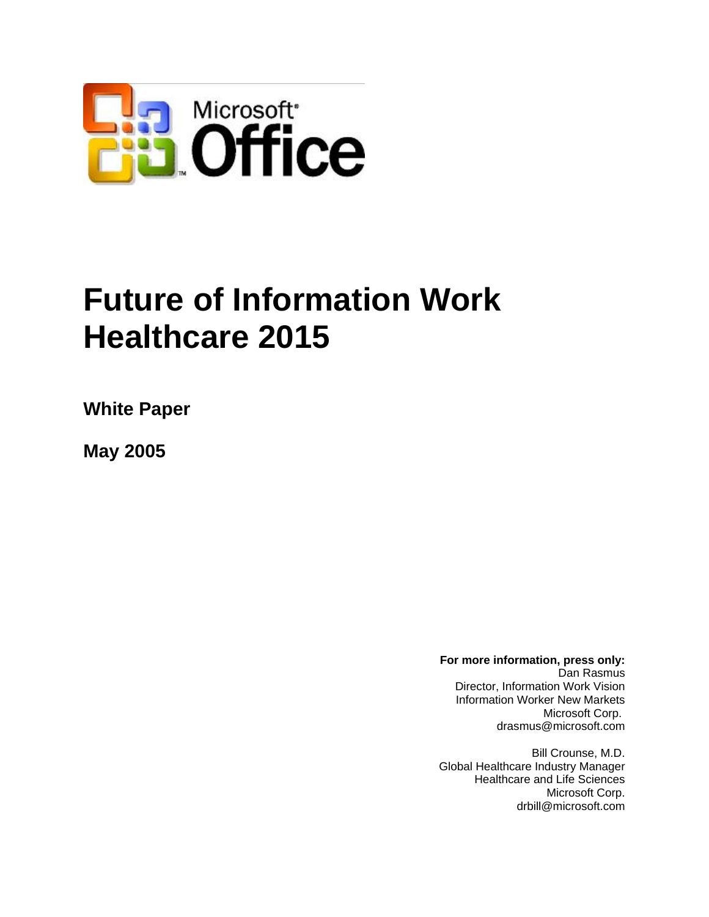Microsoft® Office

# Future of Information Work Healthcare 2015

**White Paper**

**May 2005**

**For more information, press only:**
Dan Rasmus
Director, Information Work Vision
Information Worker New Markets
Microsoft Corp.
drasmus@microsoft.com

Bill Crounse, M.D.
Global Healthcare Industry Manager
Healthcare and Life Sciences
Microsoft Corp.
drbill@microsoft.com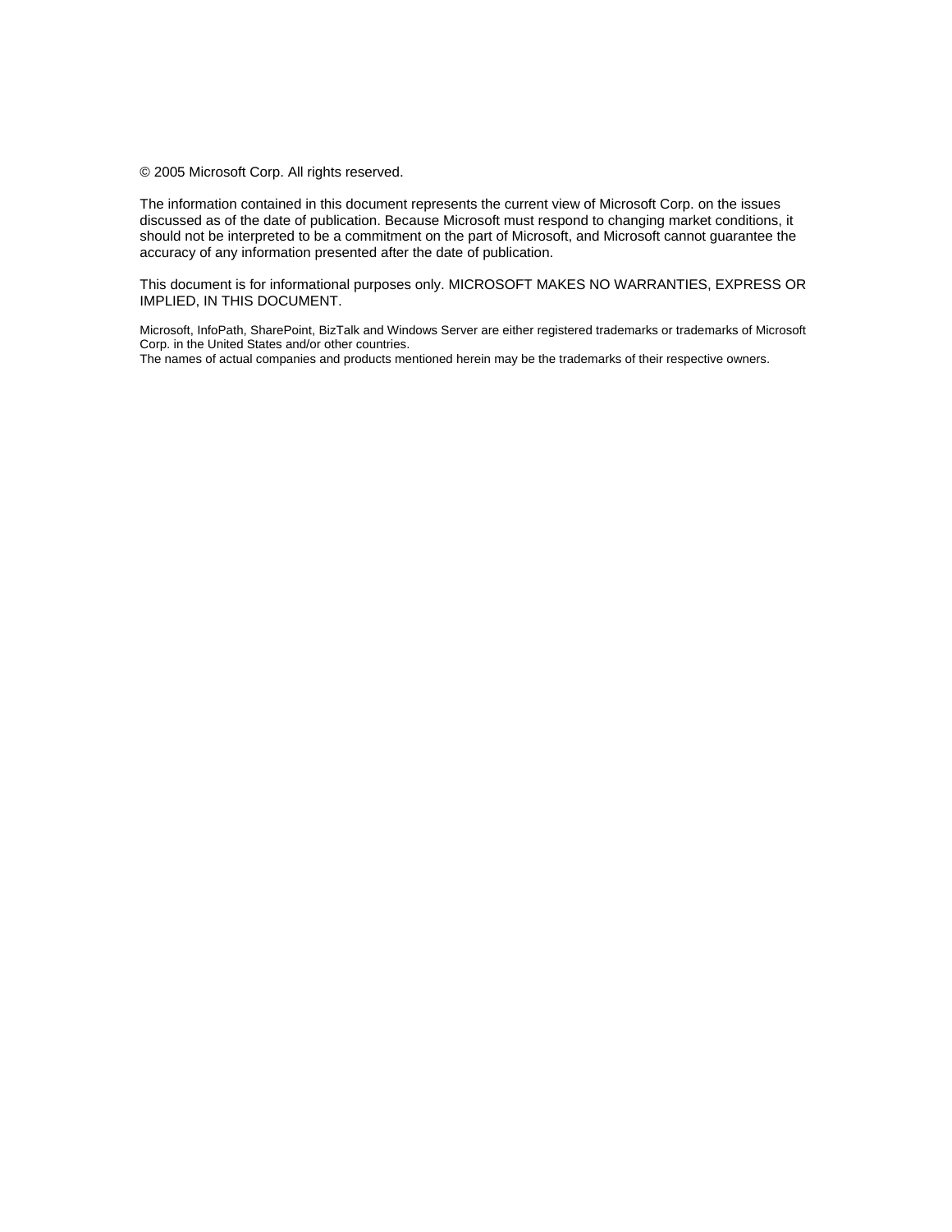© 2005 Microsoft Corp. All rights reserved.

The information contained in this document represents the current view of Microsoft Corp. on the issues discussed as of the date of publication. Because Microsoft must respond to changing market conditions, it should not be interpreted to be a commitment on the part of Microsoft, and Microsoft cannot guarantee the accuracy of any information presented after the date of publication.

This document is for informational purposes only. MICROSOFT MAKES NO WARRANTIES, EXPRESS OR IMPLIED, IN THIS DOCUMENT.

Microsoft, InfoPath, SharePoint, BizTalk and Windows Server are either registered trademarks or trademarks of Microsoft Corp. in the United States and/or other countries.
The names of actual companies and products mentioned herein may be the trademarks of their respective owners.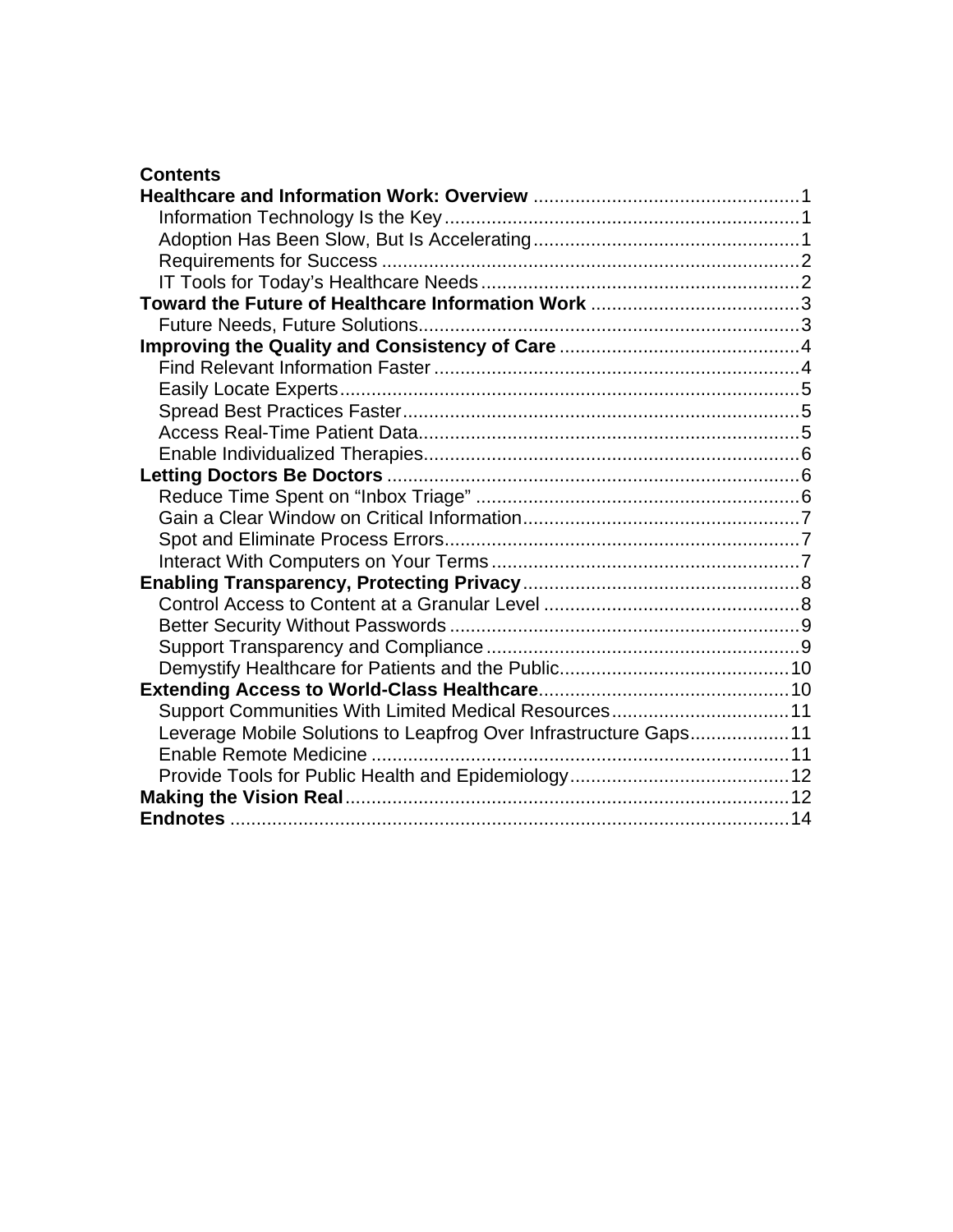**Contents**

**Healthcare and Information Work: Overview** .................................................. 1
- Information Technology Is the Key .................................................. 1
- Adoption Has Been Slow, But Is Accelerating .................................................. 1
- Requirements for Success .................................................. 2
- IT Tools for Today's Healthcare Needs .................................................. 2

**Toward the Future of Healthcare Information Work** .................................................. 3
- Future Needs, Future Solutions .................................................. 3

**Improving the Quality and Consistency of Care** .................................................. 4
- Find Relevant Information Faster .................................................. 4
- Easily Locate Experts .................................................. 5
- Spread Best Practices Faster .................................................. 5
- Access Real-Time Patient Data .................................................. 5
- Enable Individualized Therapies .................................................. 6

**Letting Doctors Be Doctors** .................................................. 6
- Reduce Time Spent on "Inbox Triage" .................................................. 6
- Gain a Clear Window on Critical Information .................................................. 7
- Spot and Eliminate Process Errors .................................................. 7
- Interact With Computers on Your Terms .................................................. 7

**Enabling Transparency, Protecting Privacy** .................................................. 8
- Control Access to Content at a Granular Level .................................................. 8
- Better Security Without Passwords .................................................. 9
- Support Transparency and Compliance .................................................. 9
- Demystify Healthcare for Patients and the Public .................................................. 10

**Extending Access to World-Class Healthcare** .................................................. 10
- Support Communities With Limited Medical Resources .................................................. 11
- Leverage Mobile Solutions to Leapfrog Over Infrastructure Gaps .................................................. 11
- Enable Remote Medicine .................................................. 11
- Provide Tools for Public Health and Epidemiology .................................................. 12

**Making the Vision Real** .................................................. 12

**Endnotes** .................................................. 14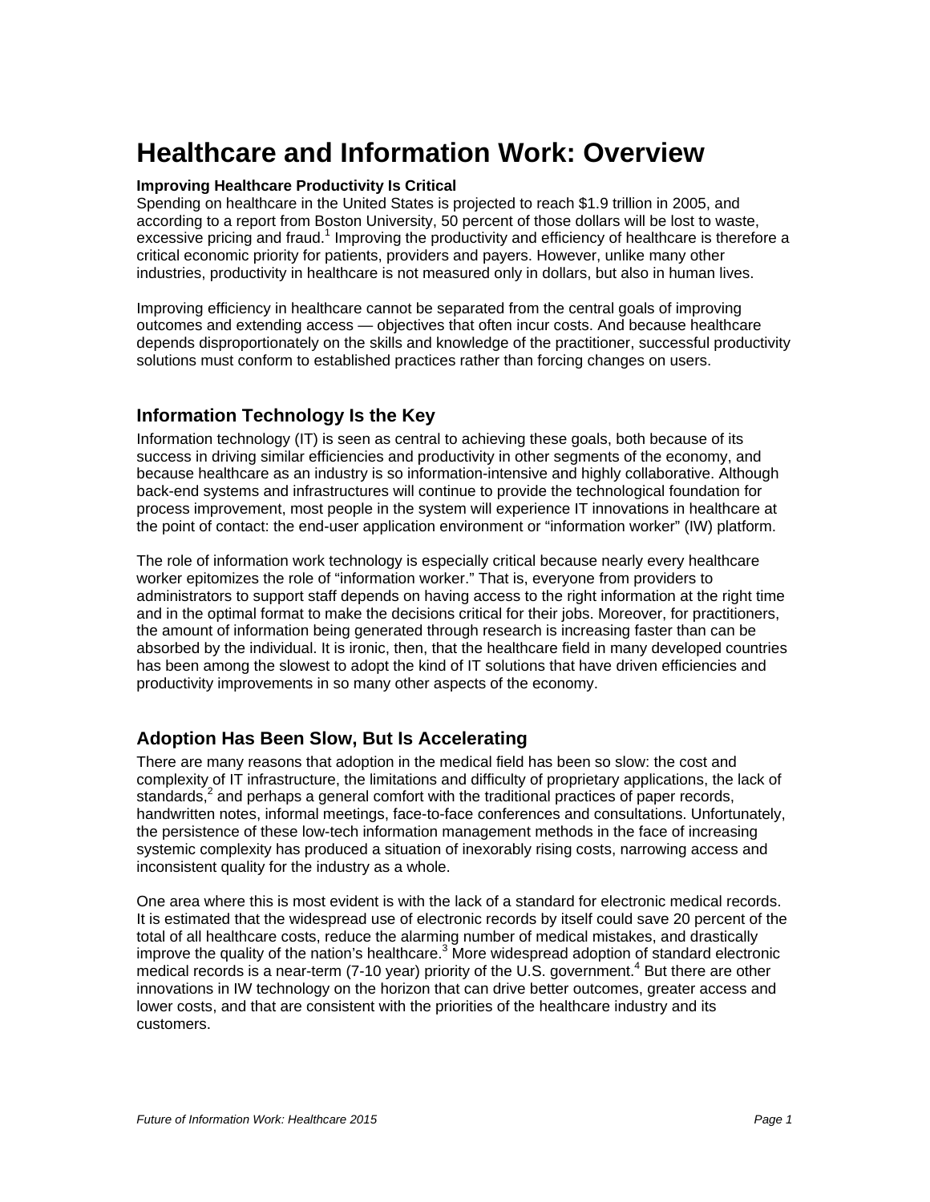# Healthcare and Information Work: Overview

**Improving Healthcare Productivity Is Critical**

Spending on healthcare in the United States is projected to reach $1.9 trillion in 2005, and according to a report from Boston University, 50 percent of those dollars will be lost to waste, excessive pricing and fraud.[1] Improving the productivity and efficiency of healthcare is therefore a critical economic priority for patients, providers and payers. However, unlike many other industries, productivity in healthcare is not measured only in dollars, but also in human lives.

Improving efficiency in healthcare cannot be separated from the central goals of improving outcomes and extending access — objectives that often incur costs. And because healthcare depends disproportionately on the skills and knowledge of the practitioner, successful productivity solutions must conform to established practices rather than forcing changes on users.

## Information Technology Is the Key

Information technology (IT) is seen as central to achieving these goals, both because of its success in driving similar efficiencies and productivity in other segments of the economy, and because healthcare as an industry is so information-intensive and highly collaborative. Although back-end systems and infrastructures will continue to provide the technological foundation for process improvement, most people in the system will experience IT innovations in healthcare at the point of contact: the end-user application environment or "information worker" (IW) platform.

The role of information work technology is especially critical because nearly every healthcare worker epitomizes the role of "information worker." That is, everyone from providers to administrators to support staff depends on having access to the right information at the right time and in the optimal format to make the decisions critical for their jobs. Moreover, for practitioners, the amount of information being generated through research is increasing faster than can be absorbed by the individual. It is ironic, then, that the healthcare field in many developed countries has been among the slowest to adopt the kind of IT solutions that have driven efficiencies and productivity improvements in so many other aspects of the economy.

## Adoption Has Been Slow, But Is Accelerating

There are many reasons that adoption in the medical field has been so slow: the cost and complexity of IT infrastructure, the limitations and difficulty of proprietary applications, the lack of standards,[2] and perhaps a general comfort with the traditional practices of paper records, handwritten notes, informal meetings, face-to-face conferences and consultations. Unfortunately, the persistence of these low-tech information management methods in the face of increasing systemic complexity has produced a situation of inexorably rising costs, narrowing access and inconsistent quality for the industry as a whole.

One area where this is most evident is with the lack of a standard for electronic medical records. It is estimated that the widespread use of electronic records by itself could save 20 percent of the total of all healthcare costs, reduce the alarming number of medical mistakes, and drastically improve the quality of the nation's healthcare.[3] More widespread adoption of standard electronic medical records is a near-term (7-10 year) priority of the U.S. government.[4] But there are other innovations in IW technology on the horizon that can drive better outcomes, greater access and lower costs, and that are consistent with the priorities of the healthcare industry and its customers.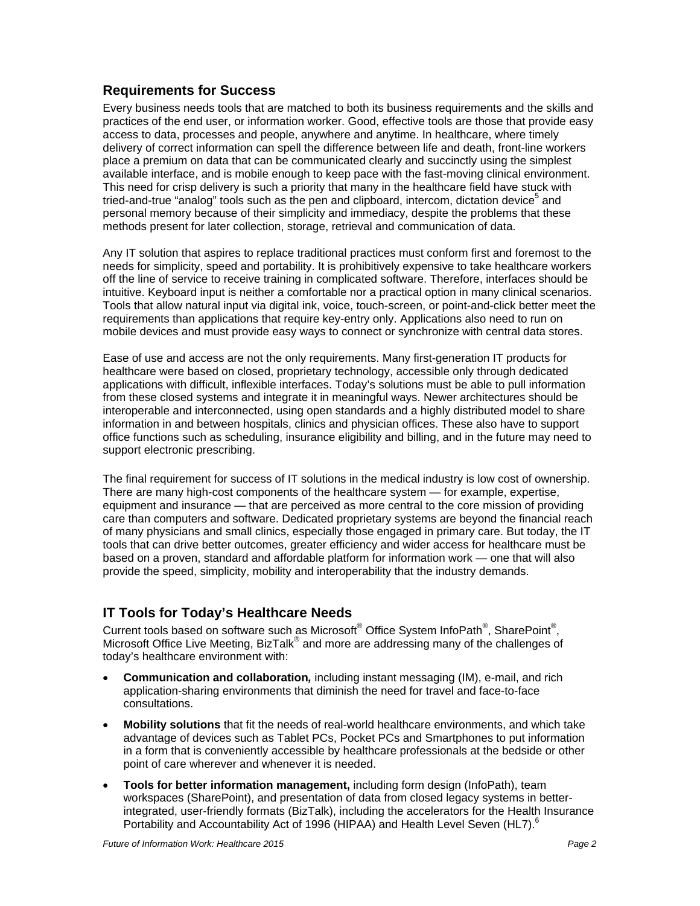## Requirements for Success

Every business needs tools that are matched to both its business requirements and the skills and practices of the end user, or information worker. Good, effective tools are those that provide easy access to data, processes and people, anywhere and anytime. In healthcare, where timely delivery of correct information can spell the difference between life and death, front-line workers place a premium on data that can be communicated clearly and succinctly using the simplest available interface, and is mobile enough to keep pace with the fast-moving clinical environment. This need for crisp delivery is such a priority that many in the healthcare field have stuck with tried-and-true “analog” tools such as the pen and clipboard, intercom, dictation device[5] and personal memory because of their simplicity and immediacy, despite the problems that these methods present for later collection, storage, retrieval and communication of data.

Any IT solution that aspires to replace traditional practices must conform first and foremost to the needs for simplicity, speed and portability. It is prohibitively expensive to take healthcare workers off the line of service to receive training in complicated software. Therefore, interfaces should be intuitive. Keyboard input is neither a comfortable nor a practical option in many clinical scenarios. Tools that allow natural input via digital ink, voice, touch-screen, or point-and-click better meet the requirements than applications that require key-entry only. Applications also need to run on mobile devices and must provide easy ways to connect or synchronize with central data stores.

Ease of use and access are not the only requirements. Many first-generation IT products for healthcare were based on closed, proprietary technology, accessible only through dedicated applications with difficult, inflexible interfaces. Today’s solutions must be able to pull information from these closed systems and integrate it in meaningful ways. Newer architectures should be interoperable and interconnected, using open standards and a highly distributed model to share information in and between hospitals, clinics and physician offices. These also have to support office functions such as scheduling, insurance eligibility and billing, and in the future may need to support electronic prescribing.

The final requirement for success of IT solutions in the medical industry is low cost of ownership. There are many high-cost components of the healthcare system — for example, expertise, equipment and insurance — that are perceived as more central to the core mission of providing care than computers and software. Dedicated proprietary systems are beyond the financial reach of many physicians and small clinics, especially those engaged in primary care. But today, the IT tools that can drive better outcomes, greater efficiency and wider access for healthcare must be based on a proven, standard and affordable platform for information work — one that will also provide the speed, simplicity, mobility and interoperability that the industry demands.

## IT Tools for Today’s Healthcare Needs

Current tools based on software such as Microsoft® Office System InfoPath®, SharePoint®, Microsoft Office Live Meeting, BizTalk® and more are addressing many of the challenges of today’s healthcare environment with:

- **Communication and collaboration*,*** including instant messaging (IM), e-mail, and rich application-sharing environments that diminish the need for travel and face-to-face consultations.
- **Mobility solutions** that fit the needs of real-world healthcare environments, and which take advantage of devices such as Tablet PCs, Pocket PCs and Smartphones to put information in a form that is conveniently accessible by healthcare professionals at the bedside or other point of care wherever and whenever it is needed.
- **Tools for better information management,** including form design (InfoPath), team workspaces (SharePoint), and presentation of data from closed legacy systems in better-integrated, user-friendly formats (BizTalk), including the accelerators for the Health Insurance Portability and Accountability Act of 1996 (HIPAA) and Health Level Seven (HL7).[6]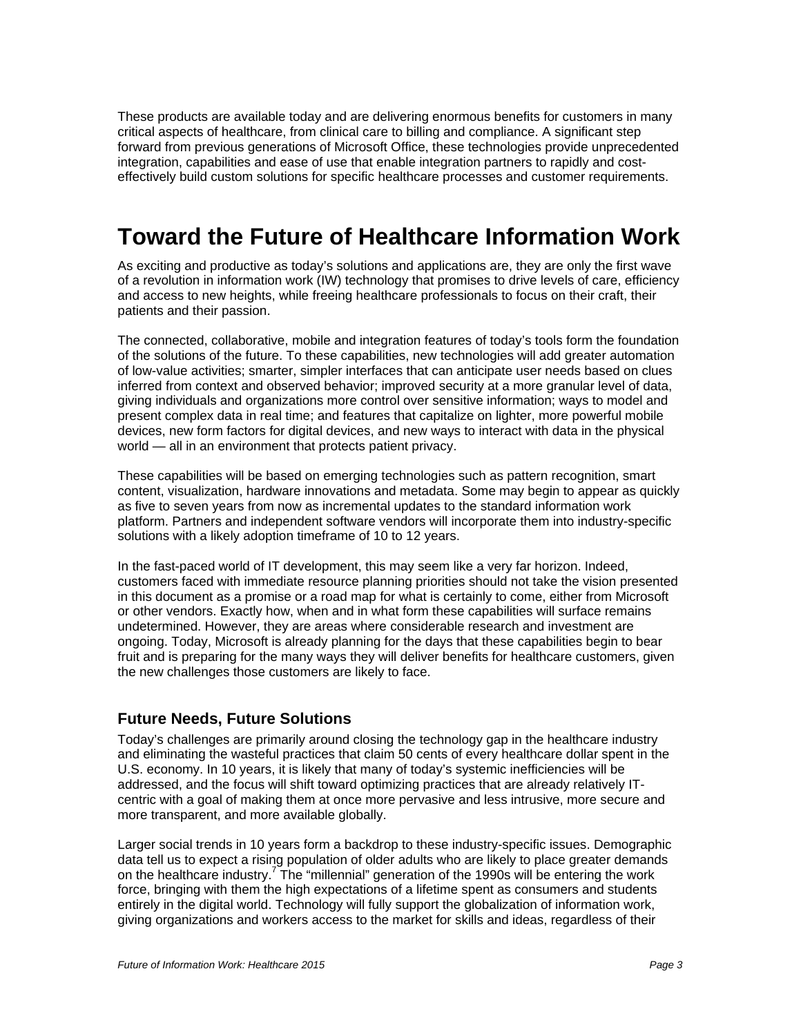These products are available today and are delivering enormous benefits for customers in many critical aspects of healthcare, from clinical care to billing and compliance. A significant step forward from previous generations of Microsoft Office, these technologies provide unprecedented integration, capabilities and ease of use that enable integration partners to rapidly and cost-effectively build custom solutions for specific healthcare processes and customer requirements.

# Toward the Future of Healthcare Information Work

As exciting and productive as today's solutions and applications are, they are only the first wave of a revolution in information work (IW) technology that promises to drive levels of care, efficiency and access to new heights, while freeing healthcare professionals to focus on their craft, their patients and their passion.

The connected, collaborative, mobile and integration features of today's tools form the foundation of the solutions of the future. To these capabilities, new technologies will add greater automation of low-value activities; smarter, simpler interfaces that can anticipate user needs based on clues inferred from context and observed behavior; improved security at a more granular level of data, giving individuals and organizations more control over sensitive information; ways to model and present complex data in real time; and features that capitalize on lighter, more powerful mobile devices, new form factors for digital devices, and new ways to interact with data in the physical world — all in an environment that protects patient privacy.

These capabilities will be based on emerging technologies such as pattern recognition, smart content, visualization, hardware innovations and metadata. Some may begin to appear as quickly as five to seven years from now as incremental updates to the standard information work platform. Partners and independent software vendors will incorporate them into industry-specific solutions with a likely adoption timeframe of 10 to 12 years.

In the fast-paced world of IT development, this may seem like a very far horizon. Indeed, customers faced with immediate resource planning priorities should not take the vision presented in this document as a promise or a road map for what is certainly to come, either from Microsoft or other vendors. Exactly how, when and in what form these capabilities will surface remains undetermined. However, they are areas where considerable research and investment are ongoing. Today, Microsoft is already planning for the days that these capabilities begin to bear fruit and is preparing for the many ways they will deliver benefits for healthcare customers, given the new challenges those customers are likely to face.

## Future Needs, Future Solutions

Today's challenges are primarily around closing the technology gap in the healthcare industry and eliminating the wasteful practices that claim 50 cents of every healthcare dollar spent in the U.S. economy. In 10 years, it is likely that many of today's systemic inefficiencies will be addressed, and the focus will shift toward optimizing practices that are already relatively IT-centric with a goal of making them at once more pervasive and less intrusive, more secure and more transparent, and more available globally.

Larger social trends in 10 years form a backdrop to these industry-specific issues. Demographic data tell us to expect a rising population of older adults who are likely to place greater demands on the healthcare industry.[7] The "millennial" generation of the 1990s will be entering the work force, bringing with them the high expectations of a lifetime spent as consumers and students entirely in the digital world. Technology will fully support the globalization of information work, giving organizations and workers access to the market for skills and ideas, regardless of their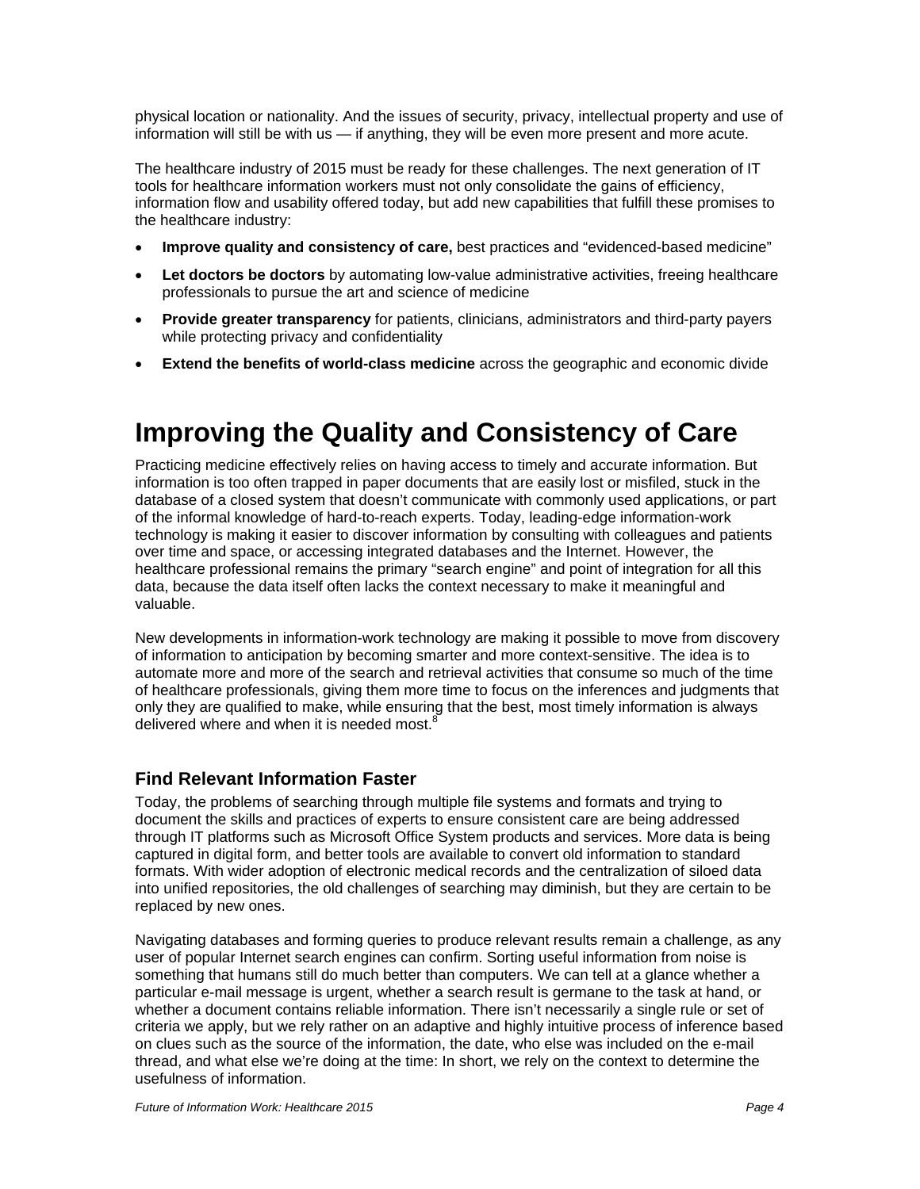physical location or nationality. And the issues of security, privacy, intellectual property and use of information will still be with us — if anything, they will be even more present and more acute.

The healthcare industry of 2015 must be ready for these challenges. The next generation of IT tools for healthcare information workers must not only consolidate the gains of efficiency, information flow and usability offered today, but add new capabilities that fulfill these promises to the healthcare industry:

- **Improve quality and consistency of care,** best practices and "evidenced-based medicine"
- **Let doctors be doctors** by automating low-value administrative activities, freeing healthcare professionals to pursue the art and science of medicine
- **Provide greater transparency** for patients, clinicians, administrators and third-party payers while protecting privacy and confidentiality
- **Extend the benefits of world-class medicine** across the geographic and economic divide

# Improving the Quality and Consistency of Care

Practicing medicine effectively relies on having access to timely and accurate information. But information is too often trapped in paper documents that are easily lost or misfiled, stuck in the database of a closed system that doesn't communicate with commonly used applications, or part of the informal knowledge of hard-to-reach experts. Today, leading-edge information-work technology is making it easier to discover information by consulting with colleagues and patients over time and space, or accessing integrated databases and the Internet. However, the healthcare professional remains the primary "search engine" and point of integration for all this data, because the data itself often lacks the context necessary to make it meaningful and valuable.

New developments in information-work technology are making it possible to move from discovery of information to anticipation by becoming smarter and more context-sensitive. The idea is to automate more and more of the search and retrieval activities that consume so much of the time of healthcare professionals, giving them more time to focus on the inferences and judgments that only they are qualified to make, while ensuring that the best, most timely information is always delivered where and when it is needed most.[8]

## Find Relevant Information Faster

Today, the problems of searching through multiple file systems and formats and trying to document the skills and practices of experts to ensure consistent care are being addressed through IT platforms such as Microsoft Office System products and services. More data is being captured in digital form, and better tools are available to convert old information to standard formats. With wider adoption of electronic medical records and the centralization of siloed data into unified repositories, the old challenges of searching may diminish, but they are certain to be replaced by new ones.

Navigating databases and forming queries to produce relevant results remain a challenge, as any user of popular Internet search engines can confirm. Sorting useful information from noise is something that humans still do much better than computers. We can tell at a glance whether a particular e-mail message is urgent, whether a search result is germane to the task at hand, or whether a document contains reliable information. There isn't necessarily a single rule or set of criteria we apply, but we rely rather on an adaptive and highly intuitive process of inference based on clues such as the source of the information, the date, who else was included on the e-mail thread, and what else we're doing at the time: In short, we rely on the context to determine the usefulness of information.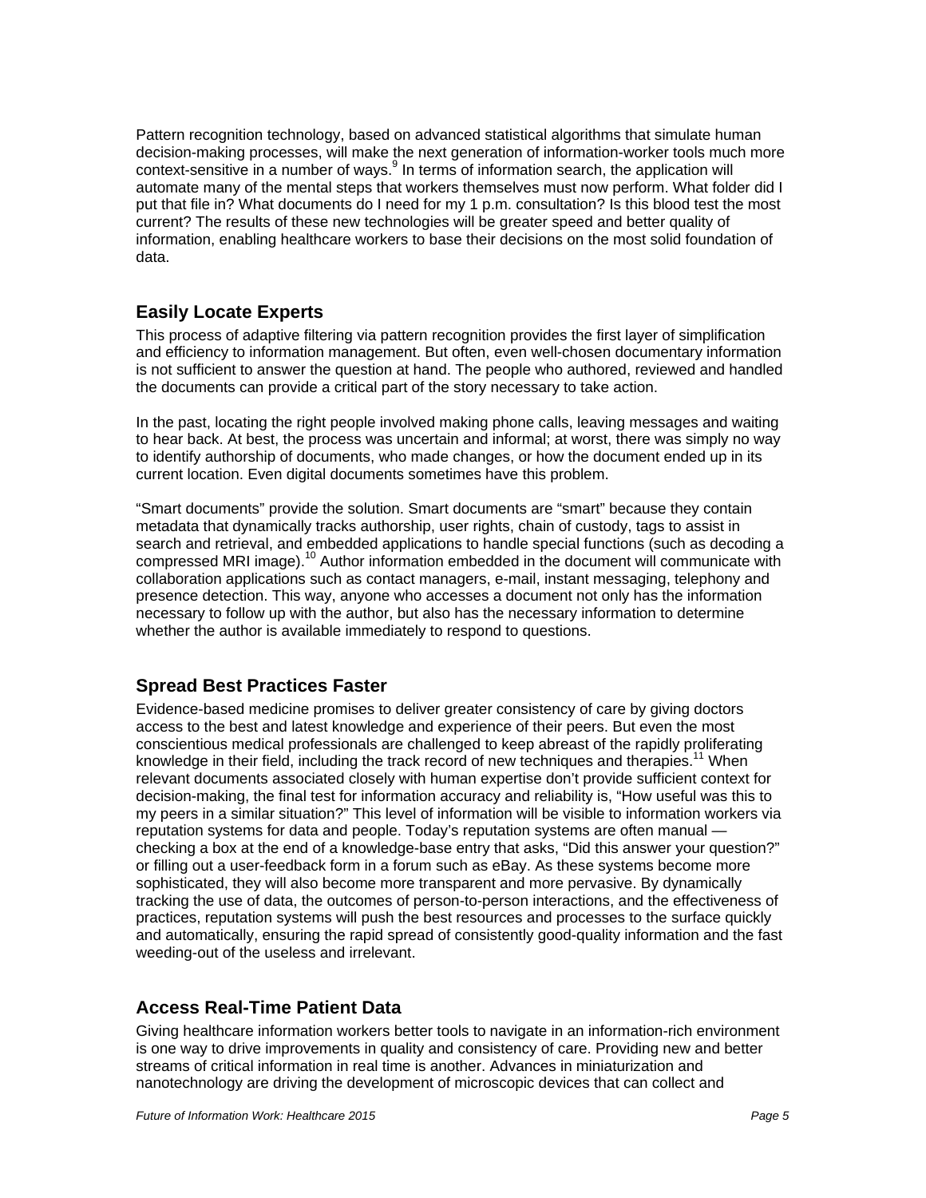Pattern recognition technology, based on advanced statistical algorithms that simulate human decision-making processes, will make the next generation of information-worker tools much more context-sensitive in a number of ways.[9] In terms of information search, the application will automate many of the mental steps that workers themselves must now perform. What folder did I put that file in? What documents do I need for my 1 p.m. consultation? Is this blood test the most current? The results of these new technologies will be greater speed and better quality of information, enabling healthcare workers to base their decisions on the most solid foundation of data.

## Easily Locate Experts

This process of adaptive filtering via pattern recognition provides the first layer of simplification and efficiency to information management. But often, even well-chosen documentary information is not sufficient to answer the question at hand. The people who authored, reviewed and handled the documents can provide a critical part of the story necessary to take action.

In the past, locating the right people involved making phone calls, leaving messages and waiting to hear back. At best, the process was uncertain and informal; at worst, there was simply no way to identify authorship of documents, who made changes, or how the document ended up in its current location. Even digital documents sometimes have this problem.

"Smart documents" provide the solution. Smart documents are "smart" because they contain metadata that dynamically tracks authorship, user rights, chain of custody, tags to assist in search and retrieval, and embedded applications to handle special functions (such as decoding a compressed MRI image).[10] Author information embedded in the document will communicate with collaboration applications such as contact managers, e-mail, instant messaging, telephony and presence detection. This way, anyone who accesses a document not only has the information necessary to follow up with the author, but also has the necessary information to determine whether the author is available immediately to respond to questions.

## Spread Best Practices Faster

Evidence-based medicine promises to deliver greater consistency of care by giving doctors access to the best and latest knowledge and experience of their peers. But even the most conscientious medical professionals are challenged to keep abreast of the rapidly proliferating knowledge in their field, including the track record of new techniques and therapies.[11] When relevant documents associated closely with human expertise don't provide sufficient context for decision-making, the final test for information accuracy and reliability is, "How useful was this to my peers in a similar situation?" This level of information will be visible to information workers via reputation systems for data and people. Today's reputation systems are often manual — checking a box at the end of a knowledge-base entry that asks, "Did this answer your question?" or filling out a user-feedback form in a forum such as eBay. As these systems become more sophisticated, they will also become more transparent and more pervasive. By dynamically tracking the use of data, the outcomes of person-to-person interactions, and the effectiveness of practices, reputation systems will push the best resources and processes to the surface quickly and automatically, ensuring the rapid spread of consistently good-quality information and the fast weeding-out of the useless and irrelevant.

## Access Real-Time Patient Data

Giving healthcare information workers better tools to navigate in an information-rich environment is one way to drive improvements in quality and consistency of care. Providing new and better streams of critical information in real time is another. Advances in miniaturization and nanotechnology are driving the development of microscopic devices that can collect and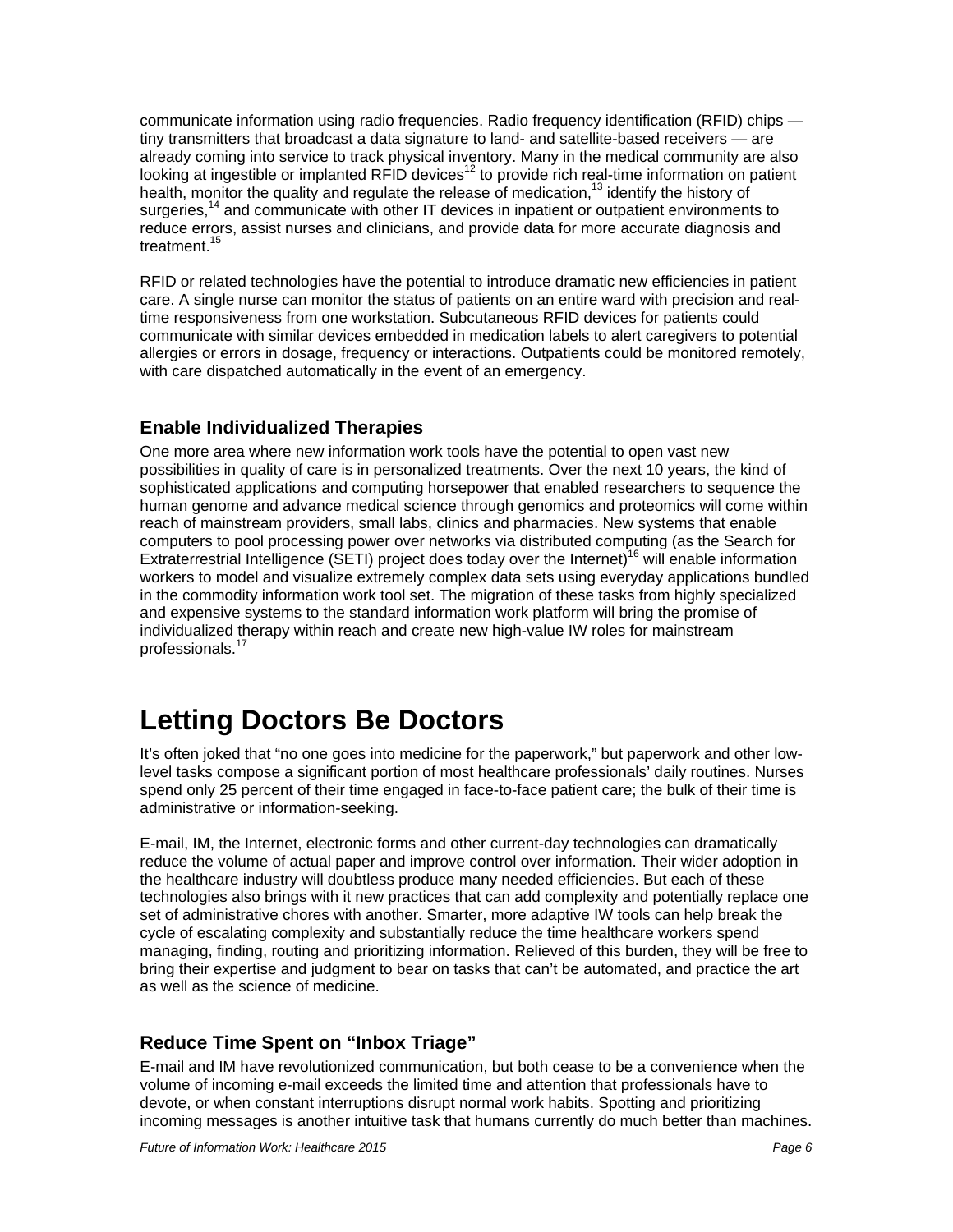communicate information using radio frequencies. Radio frequency identification (RFID) chips — tiny transmitters that broadcast a data signature to land- and satellite-based receivers — are already coming into service to track physical inventory. Many in the medical community are also looking at ingestible or implanted RFID devices[12] to provide rich real-time information on patient health, monitor the quality and regulate the release of medication,[13] identify the history of surgeries,[14] and communicate with other IT devices in inpatient or outpatient environments to reduce errors, assist nurses and clinicians, and provide data for more accurate diagnosis and treatment.[15]

RFID or related technologies have the potential to introduce dramatic new efficiencies in patient care. A single nurse can monitor the status of patients on an entire ward with precision and real-time responsiveness from one workstation. Subcutaneous RFID devices for patients could communicate with similar devices embedded in medication labels to alert caregivers to potential allergies or errors in dosage, frequency or interactions. Outpatients could be monitored remotely, with care dispatched automatically in the event of an emergency.

### Enable Individualized Therapies

One more area where new information work tools have the potential to open vast new possibilities in quality of care is in personalized treatments. Over the next 10 years, the kind of sophisticated applications and computing horsepower that enabled researchers to sequence the human genome and advance medical science through genomics and proteomics will come within reach of mainstream providers, small labs, clinics and pharmacies. New systems that enable computers to pool processing power over networks via distributed computing (as the Search for Extraterrestrial Intelligence (SETI) project does today over the Internet)[16] will enable information workers to model and visualize extremely complex data sets using everyday applications bundled in the commodity information work tool set. The migration of these tasks from highly specialized and expensive systems to the standard information work platform will bring the promise of individualized therapy within reach and create new high-value IW roles for mainstream professionals.[17]

## Letting Doctors Be Doctors

It's often joked that "no one goes into medicine for the paperwork," but paperwork and other low-level tasks compose a significant portion of most healthcare professionals' daily routines. Nurses spend only 25 percent of their time engaged in face-to-face patient care; the bulk of their time is administrative or information-seeking.

E-mail, IM, the Internet, electronic forms and other current-day technologies can dramatically reduce the volume of actual paper and improve control over information. Their wider adoption in the healthcare industry will doubtless produce many needed efficiencies. But each of these technologies also brings with it new practices that can add complexity and potentially replace one set of administrative chores with another. Smarter, more adaptive IW tools can help break the cycle of escalating complexity and substantially reduce the time healthcare workers spend managing, finding, routing and prioritizing information. Relieved of this burden, they will be free to bring their expertise and judgment to bear on tasks that can't be automated, and practice the art as well as the science of medicine.

### Reduce Time Spent on "Inbox Triage"

E-mail and IM have revolutionized communication, but both cease to be a convenience when the volume of incoming e-mail exceeds the limited time and attention that professionals have to devote, or when constant interruptions disrupt normal work habits. Spotting and prioritizing incoming messages is another intuitive task that humans currently do much better than machines.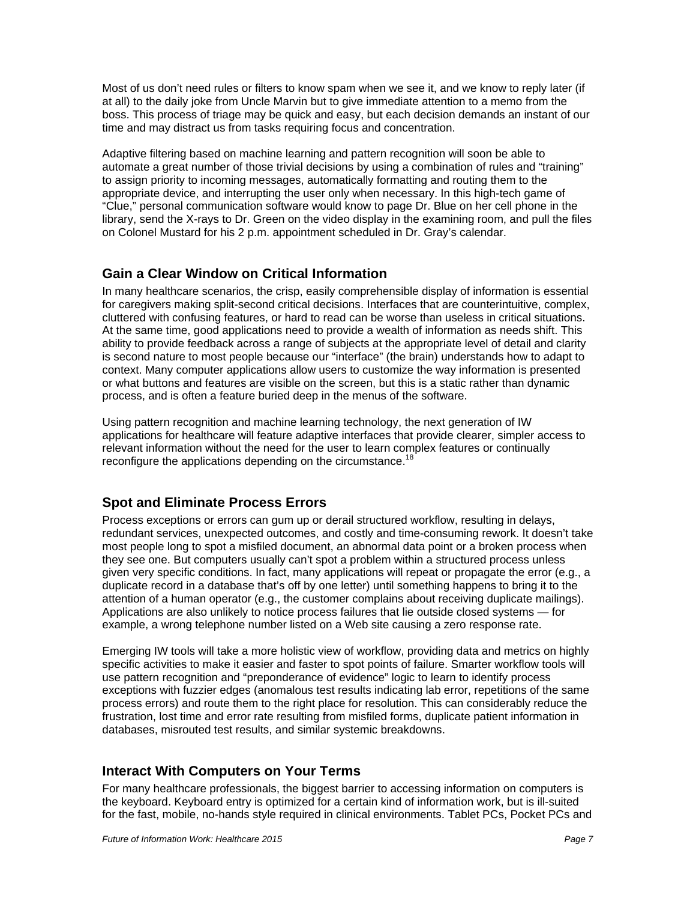Most of us don't need rules or filters to know spam when we see it, and we know to reply later (if at all) to the daily joke from Uncle Marvin but to give immediate attention to a memo from the boss. This process of triage may be quick and easy, but each decision demands an instant of our time and may distract us from tasks requiring focus and concentration.

Adaptive filtering based on machine learning and pattern recognition will soon be able to automate a great number of those trivial decisions by using a combination of rules and "training" to assign priority to incoming messages, automatically formatting and routing them to the appropriate device, and interrupting the user only when necessary. In this high-tech game of "Clue," personal communication software would know to page Dr. Blue on her cell phone in the library, send the X-rays to Dr. Green on the video display in the examining room, and pull the files on Colonel Mustard for his 2 p.m. appointment scheduled in Dr. Gray's calendar.

## Gain a Clear Window on Critical Information

In many healthcare scenarios, the crisp, easily comprehensible display of information is essential for caregivers making split-second critical decisions. Interfaces that are counterintuitive, complex, cluttered with confusing features, or hard to read can be worse than useless in critical situations. At the same time, good applications need to provide a wealth of information as needs shift. This ability to provide feedback across a range of subjects at the appropriate level of detail and clarity is second nature to most people because our "interface" (the brain) understands how to adapt to context. Many computer applications allow users to customize the way information is presented or what buttons and features are visible on the screen, but this is a static rather than dynamic process, and is often a feature buried deep in the menus of the software.

Using pattern recognition and machine learning technology, the next generation of IW applications for healthcare will feature adaptive interfaces that provide clearer, simpler access to relevant information without the need for the user to learn complex features or continually reconfigure the applications depending on the circumstance.[18]

## Spot and Eliminate Process Errors

Process exceptions or errors can gum up or derail structured workflow, resulting in delays, redundant services, unexpected outcomes, and costly and time-consuming rework. It doesn't take most people long to spot a misfiled document, an abnormal data point or a broken process when they see one. But computers usually can't spot a problem within a structured process unless given very specific conditions. In fact, many applications will repeat or propagate the error (e.g., a duplicate record in a database that's off by one letter) until something happens to bring it to the attention of a human operator (e.g., the customer complains about receiving duplicate mailings). Applications are also unlikely to notice process failures that lie outside closed systems — for example, a wrong telephone number listed on a Web site causing a zero response rate.

Emerging IW tools will take a more holistic view of workflow, providing data and metrics on highly specific activities to make it easier and faster to spot points of failure. Smarter workflow tools will use pattern recognition and "preponderance of evidence" logic to learn to identify process exceptions with fuzzier edges (anomalous test results indicating lab error, repetitions of the same process errors) and route them to the right place for resolution. This can considerably reduce the frustration, lost time and error rate resulting from misfiled forms, duplicate patient information in databases, misrouted test results, and similar systemic breakdowns.

## Interact With Computers on Your Terms

For many healthcare professionals, the biggest barrier to accessing information on computers is the keyboard. Keyboard entry is optimized for a certain kind of information work, but is ill-suited for the fast, mobile, no-hands style required in clinical environments. Tablet PCs, Pocket PCs and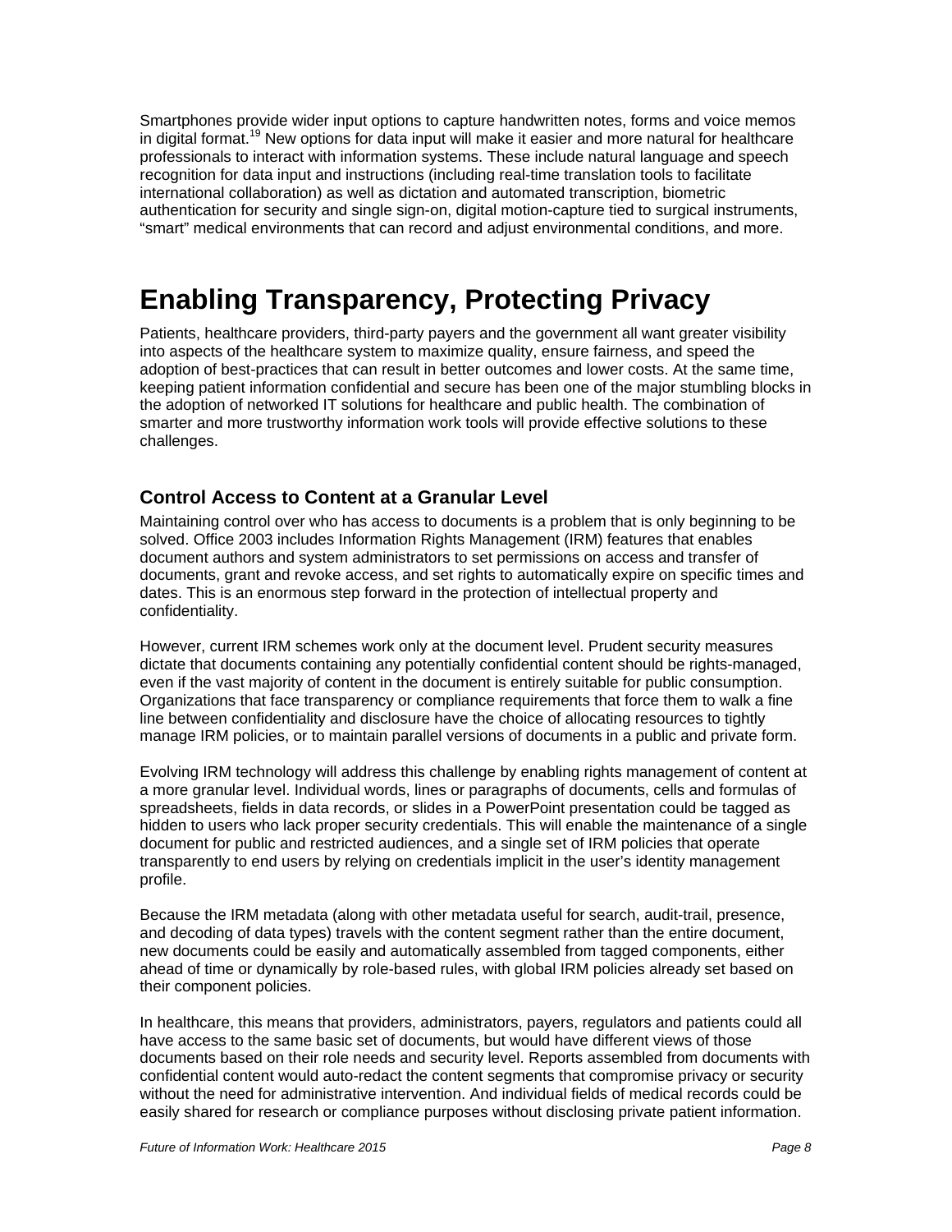Smartphones provide wider input options to capture handwritten notes, forms and voice memos in digital format.[19] New options for data input will make it easier and more natural for healthcare professionals to interact with information systems. These include natural language and speech recognition for data input and instructions (including real-time translation tools to facilitate international collaboration) as well as dictation and automated transcription, biometric authentication for security and single sign-on, digital motion-capture tied to surgical instruments, "smart" medical environments that can record and adjust environmental conditions, and more.

# Enabling Transparency, Protecting Privacy

Patients, healthcare providers, third-party payers and the government all want greater visibility into aspects of the healthcare system to maximize quality, ensure fairness, and speed the adoption of best-practices that can result in better outcomes and lower costs. At the same time, keeping patient information confidential and secure has been one of the major stumbling blocks in the adoption of networked IT solutions for healthcare and public health. The combination of smarter and more trustworthy information work tools will provide effective solutions to these challenges.

## Control Access to Content at a Granular Level

Maintaining control over who has access to documents is a problem that is only beginning to be solved. Office 2003 includes Information Rights Management (IRM) features that enables document authors and system administrators to set permissions on access and transfer of documents, grant and revoke access, and set rights to automatically expire on specific times and dates. This is an enormous step forward in the protection of intellectual property and confidentiality.

However, current IRM schemes work only at the document level. Prudent security measures dictate that documents containing any potentially confidential content should be rights-managed, even if the vast majority of content in the document is entirely suitable for public consumption. Organizations that face transparency or compliance requirements that force them to walk a fine line between confidentiality and disclosure have the choice of allocating resources to tightly manage IRM policies, or to maintain parallel versions of documents in a public and private form.

Evolving IRM technology will address this challenge by enabling rights management of content at a more granular level. Individual words, lines or paragraphs of documents, cells and formulas of spreadsheets, fields in data records, or slides in a PowerPoint presentation could be tagged as hidden to users who lack proper security credentials. This will enable the maintenance of a single document for public and restricted audiences, and a single set of IRM policies that operate transparently to end users by relying on credentials implicit in the user's identity management profile.

Because the IRM metadata (along with other metadata useful for search, audit-trail, presence, and decoding of data types) travels with the content segment rather than the entire document, new documents could be easily and automatically assembled from tagged components, either ahead of time or dynamically by role-based rules, with global IRM policies already set based on their component policies.

In healthcare, this means that providers, administrators, payers, regulators and patients could all have access to the same basic set of documents, but would have different views of those documents based on their role needs and security level. Reports assembled from documents with confidential content would auto-redact the content segments that compromise privacy or security without the need for administrative intervention. And individual fields of medical records could be easily shared for research or compliance purposes without disclosing private patient information.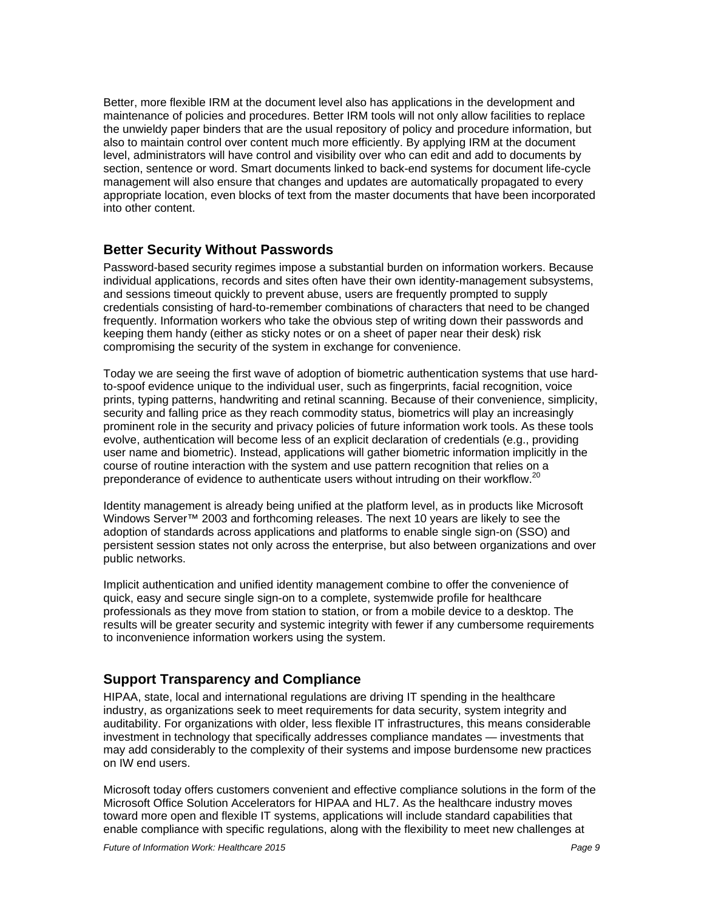Better, more flexible IRM at the document level also has applications in the development and maintenance of policies and procedures. Better IRM tools will not only allow facilities to replace the unwieldy paper binders that are the usual repository of policy and procedure information, but also to maintain control over content much more efficiently. By applying IRM at the document level, administrators will have control and visibility over who can edit and add to documents by section, sentence or word. Smart documents linked to back-end systems for document life-cycle management will also ensure that changes and updates are automatically propagated to every appropriate location, even blocks of text from the master documents that have been incorporated into other content.

## Better Security Without Passwords

Password-based security regimes impose a substantial burden on information workers. Because individual applications, records and sites often have their own identity-management subsystems, and sessions timeout quickly to prevent abuse, users are frequently prompted to supply credentials consisting of hard-to-remember combinations of characters that need to be changed frequently. Information workers who take the obvious step of writing down their passwords and keeping them handy (either as sticky notes or on a sheet of paper near their desk) risk compromising the security of the system in exchange for convenience.

Today we are seeing the first wave of adoption of biometric authentication systems that use hard-to-spoof evidence unique to the individual user, such as fingerprints, facial recognition, voice prints, typing patterns, handwriting and retinal scanning. Because of their convenience, simplicity, security and falling price as they reach commodity status, biometrics will play an increasingly prominent role in the security and privacy policies of future information work tools. As these tools evolve, authentication will become less of an explicit declaration of credentials (e.g., providing user name and biometric). Instead, applications will gather biometric information implicitly in the course of routine interaction with the system and use pattern recognition that relies on a preponderance of evidence to authenticate users without intruding on their workflow.[20]

Identity management is already being unified at the platform level, as in products like Microsoft Windows Server™ 2003 and forthcoming releases. The next 10 years are likely to see the adoption of standards across applications and platforms to enable single sign-on (SSO) and persistent session states not only across the enterprise, but also between organizations and over public networks.

Implicit authentication and unified identity management combine to offer the convenience of quick, easy and secure single sign-on to a complete, systemwide profile for healthcare professionals as they move from station to station, or from a mobile device to a desktop. The results will be greater security and systemic integrity with fewer if any cumbersome requirements to inconvenience information workers using the system.

## Support Transparency and Compliance

HIPAA, state, local and international regulations are driving IT spending in the healthcare industry, as organizations seek to meet requirements for data security, system integrity and auditability. For organizations with older, less flexible IT infrastructures, this means considerable investment in technology that specifically addresses compliance mandates — investments that may add considerably to the complexity of their systems and impose burdensome new practices on IW end users.

Microsoft today offers customers convenient and effective compliance solutions in the form of the Microsoft Office Solution Accelerators for HIPAA and HL7. As the healthcare industry moves toward more open and flexible IT systems, applications will include standard capabilities that enable compliance with specific regulations, along with the flexibility to meet new challenges at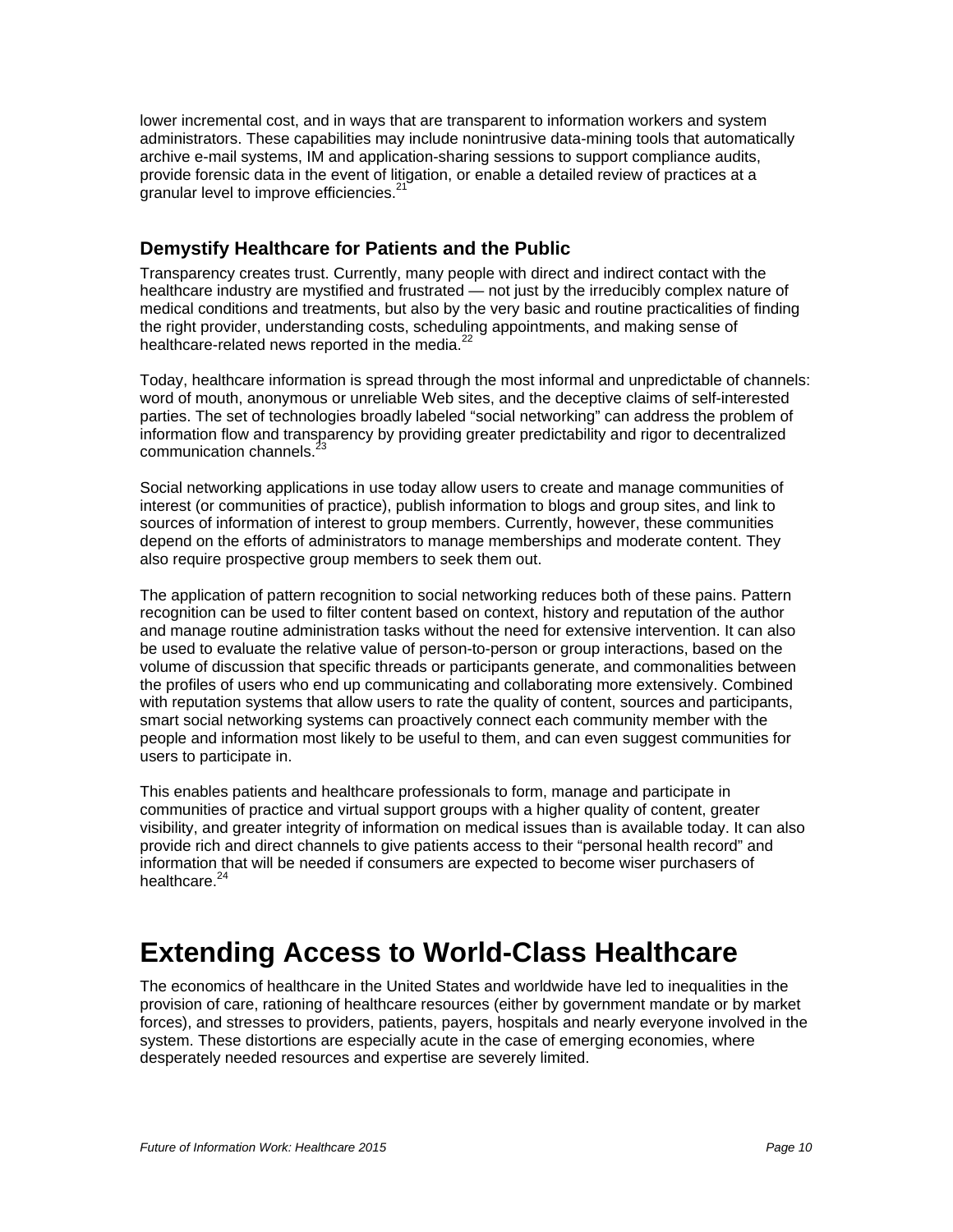lower incremental cost, and in ways that are transparent to information workers and system administrators. These capabilities may include nonintrusive data-mining tools that automatically archive e-mail systems, IM and application-sharing sessions to support compliance audits, provide forensic data in the event of litigation, or enable a detailed review of practices at a granular level to improve efficiencies.[21]

### Demystify Healthcare for Patients and the Public

Transparency creates trust. Currently, many people with direct and indirect contact with the healthcare industry are mystified and frustrated — not just by the irreducibly complex nature of medical conditions and treatments, but also by the very basic and routine practicalities of finding the right provider, understanding costs, scheduling appointments, and making sense of healthcare-related news reported in the media.[22]

Today, healthcare information is spread through the most informal and unpredictable of channels: word of mouth, anonymous or unreliable Web sites, and the deceptive claims of self-interested parties. The set of technologies broadly labeled “social networking” can address the problem of information flow and transparency by providing greater predictability and rigor to decentralized communication channels.[23]

Social networking applications in use today allow users to create and manage communities of interest (or communities of practice), publish information to blogs and group sites, and link to sources of information of interest to group members. Currently, however, these communities depend on the efforts of administrators to manage memberships and moderate content. They also require prospective group members to seek them out.

The application of pattern recognition to social networking reduces both of these pains. Pattern recognition can be used to filter content based on context, history and reputation of the author and manage routine administration tasks without the need for extensive intervention. It can also be used to evaluate the relative value of person-to-person or group interactions, based on the volume of discussion that specific threads or participants generate, and commonalities between the profiles of users who end up communicating and collaborating more extensively. Combined with reputation systems that allow users to rate the quality of content, sources and participants, smart social networking systems can proactively connect each community member with the people and information most likely to be useful to them, and can even suggest communities for users to participate in.

This enables patients and healthcare professionals to form, manage and participate in communities of practice and virtual support groups with a higher quality of content, greater visibility, and greater integrity of information on medical issues than is available today. It can also provide rich and direct channels to give patients access to their “personal health record” and information that will be needed if consumers are expected to become wiser purchasers of healthcare.[24]

## Extending Access to World-Class Healthcare

The economics of healthcare in the United States and worldwide have led to inequalities in the provision of care, rationing of healthcare resources (either by government mandate or by market forces), and stresses to providers, patients, payers, hospitals and nearly everyone involved in the system. These distortions are especially acute in the case of emerging economies, where desperately needed resources and expertise are severely limited.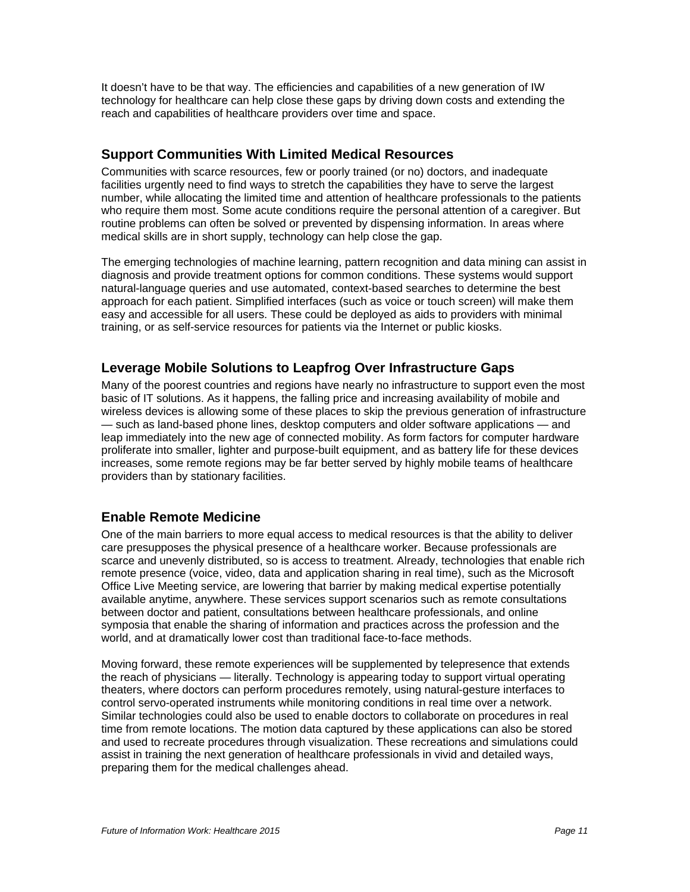It doesn't have to be that way. The efficiencies and capabilities of a new generation of IW technology for healthcare can help close these gaps by driving down costs and extending the reach and capabilities of healthcare providers over time and space.

### Support Communities With Limited Medical Resources

Communities with scarce resources, few or poorly trained (or no) doctors, and inadequate facilities urgently need to find ways to stretch the capabilities they have to serve the largest number, while allocating the limited time and attention of healthcare professionals to the patients who require them most. Some acute conditions require the personal attention of a caregiver. But routine problems can often be solved or prevented by dispensing information. In areas where medical skills are in short supply, technology can help close the gap.

The emerging technologies of machine learning, pattern recognition and data mining can assist in diagnosis and provide treatment options for common conditions. These systems would support natural-language queries and use automated, context-based searches to determine the best approach for each patient. Simplified interfaces (such as voice or touch screen) will make them easy and accessible for all users. These could be deployed as aids to providers with minimal training, or as self-service resources for patients via the Internet or public kiosks.

### Leverage Mobile Solutions to Leapfrog Over Infrastructure Gaps

Many of the poorest countries and regions have nearly no infrastructure to support even the most basic of IT solutions. As it happens, the falling price and increasing availability of mobile and wireless devices is allowing some of these places to skip the previous generation of infrastructure — such as land-based phone lines, desktop computers and older software applications — and leap immediately into the new age of connected mobility. As form factors for computer hardware proliferate into smaller, lighter and purpose-built equipment, and as battery life for these devices increases, some remote regions may be far better served by highly mobile teams of healthcare providers than by stationary facilities.

### Enable Remote Medicine

One of the main barriers to more equal access to medical resources is that the ability to deliver care presupposes the physical presence of a healthcare worker. Because professionals are scarce and unevenly distributed, so is access to treatment. Already, technologies that enable rich remote presence (voice, video, data and application sharing in real time), such as the Microsoft Office Live Meeting service, are lowering that barrier by making medical expertise potentially available anytime, anywhere. These services support scenarios such as remote consultations between doctor and patient, consultations between healthcare professionals, and online symposia that enable the sharing of information and practices across the profession and the world, and at dramatically lower cost than traditional face-to-face methods.

Moving forward, these remote experiences will be supplemented by telepresence that extends the reach of physicians — literally. Technology is appearing today to support virtual operating theaters, where doctors can perform procedures remotely, using natural-gesture interfaces to control servo-operated instruments while monitoring conditions in real time over a network. Similar technologies could also be used to enable doctors to collaborate on procedures in real time from remote locations. The motion data captured by these applications can also be stored and used to recreate procedures through visualization. These recreations and simulations could assist in training the next generation of healthcare professionals in vivid and detailed ways, preparing them for the medical challenges ahead.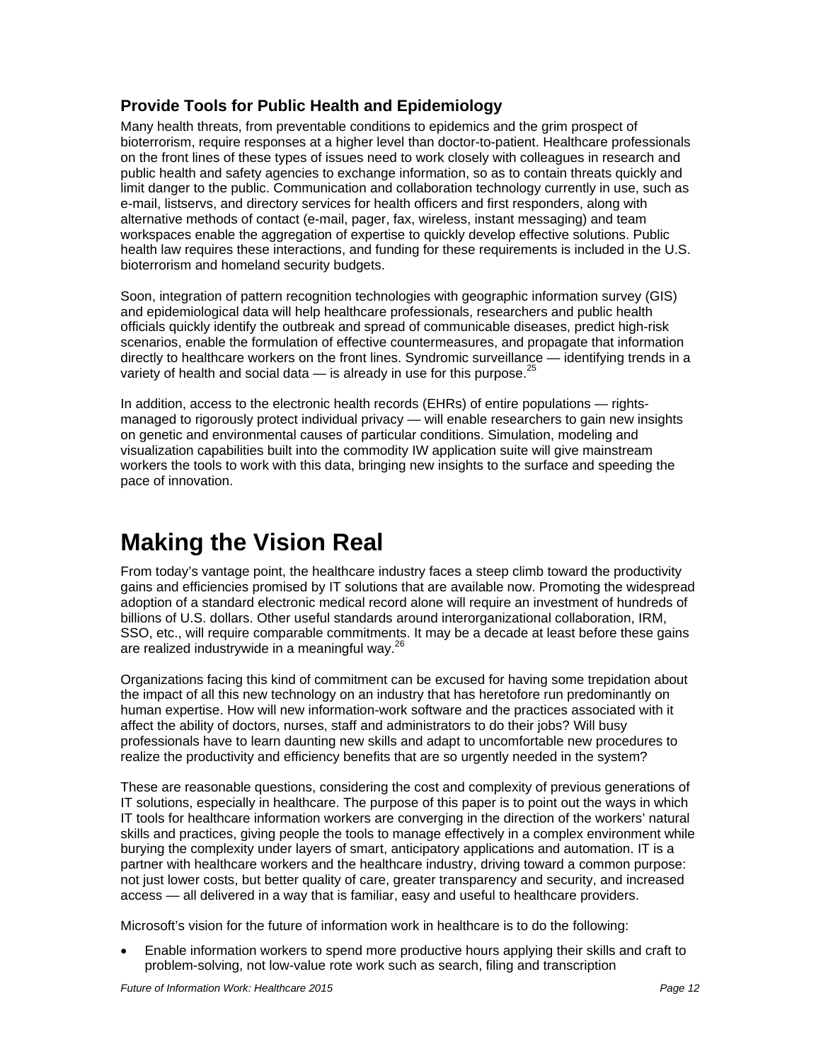### Provide Tools for Public Health and Epidemiology

Many health threats, from preventable conditions to epidemics and the grim prospect of bioterrorism, require responses at a higher level than doctor-to-patient. Healthcare professionals on the front lines of these types of issues need to work closely with colleagues in research and public health and safety agencies to exchange information, so as to contain threats quickly and limit danger to the public. Communication and collaboration technology currently in use, such as e-mail, listservs, and directory services for health officers and first responders, along with alternative methods of contact (e-mail, pager, fax, wireless, instant messaging) and team workspaces enable the aggregation of expertise to quickly develop effective solutions. Public health law requires these interactions, and funding for these requirements is included in the U.S. bioterrorism and homeland security budgets.

Soon, integration of pattern recognition technologies with geographic information survey (GIS) and epidemiological data will help healthcare professionals, researchers and public health officials quickly identify the outbreak and spread of communicable diseases, predict high-risk scenarios, enable the formulation of effective countermeasures, and propagate that information directly to healthcare workers on the front lines. Syndromic surveillance — identifying trends in a variety of health and social data — is already in use for this purpose.[25]

In addition, access to the electronic health records (EHRs) of entire populations — rights-managed to rigorously protect individual privacy — will enable researchers to gain new insights on genetic and environmental causes of particular conditions. Simulation, modeling and visualization capabilities built into the commodity IW application suite will give mainstream workers the tools to work with this data, bringing new insights to the surface and speeding the pace of innovation.

# Making the Vision Real

From today's vantage point, the healthcare industry faces a steep climb toward the productivity gains and efficiencies promised by IT solutions that are available now. Promoting the widespread adoption of a standard electronic medical record alone will require an investment of hundreds of billions of U.S. dollars. Other useful standards around interorganizational collaboration, IRM, SSO, etc., will require comparable commitments. It may be a decade at least before these gains are realized industrywide in a meaningful way.[26]

Organizations facing this kind of commitment can be excused for having some trepidation about the impact of all this new technology on an industry that has heretofore run predominantly on human expertise. How will new information-work software and the practices associated with it affect the ability of doctors, nurses, staff and administrators to do their jobs? Will busy professionals have to learn daunting new skills and adapt to uncomfortable new procedures to realize the productivity and efficiency benefits that are so urgently needed in the system?

These are reasonable questions, considering the cost and complexity of previous generations of IT solutions, especially in healthcare. The purpose of this paper is to point out the ways in which IT tools for healthcare information workers are converging in the direction of the workers' natural skills and practices, giving people the tools to manage effectively in a complex environment while burying the complexity under layers of smart, anticipatory applications and automation. IT is a partner with healthcare workers and the healthcare industry, driving toward a common purpose: not just lower costs, but better quality of care, greater transparency and security, and increased access — all delivered in a way that is familiar, easy and useful to healthcare providers.

Microsoft's vision for the future of information work in healthcare is to do the following:

- Enable information workers to spend more productive hours applying their skills and craft to problem-solving, not low-value rote work such as search, filing and transcription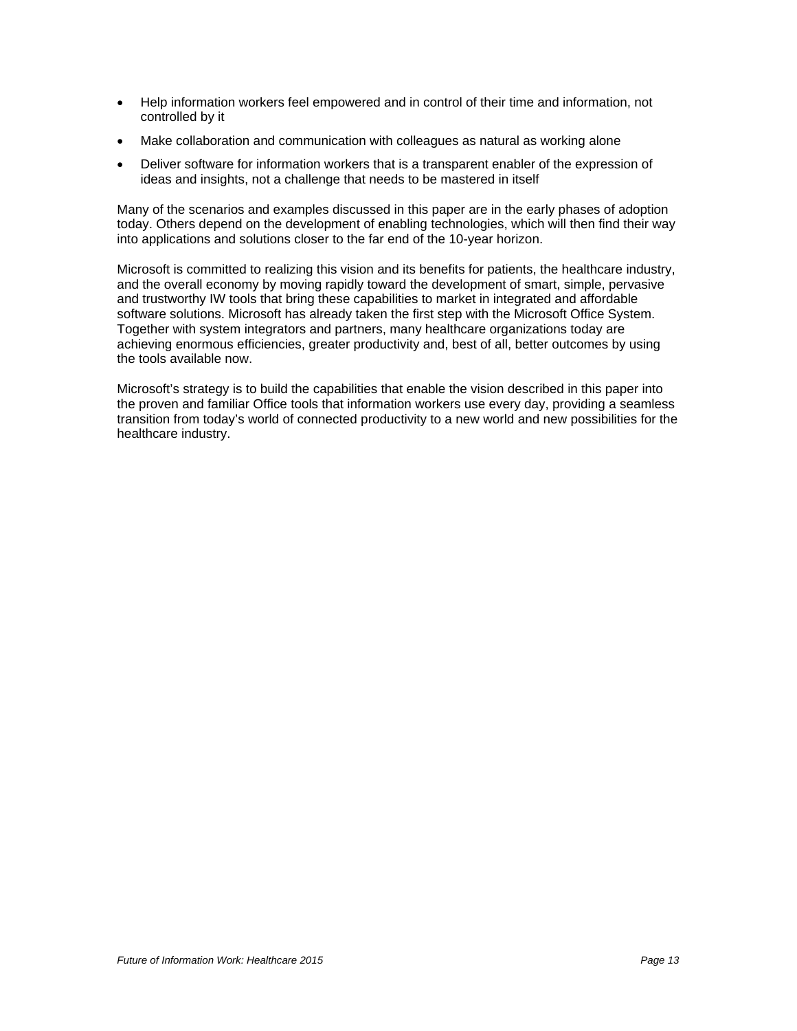- Help information workers feel empowered and in control of their time and information, not controlled by it
- Make collaboration and communication with colleagues as natural as working alone
- Deliver software for information workers that is a transparent enabler of the expression of ideas and insights, not a challenge that needs to be mastered in itself

Many of the scenarios and examples discussed in this paper are in the early phases of adoption today. Others depend on the development of enabling technologies, which will then find their way into applications and solutions closer to the far end of the 10-year horizon.

Microsoft is committed to realizing this vision and its benefits for patients, the healthcare industry, and the overall economy by moving rapidly toward the development of smart, simple, pervasive and trustworthy IW tools that bring these capabilities to market in integrated and affordable software solutions. Microsoft has already taken the first step with the Microsoft Office System. Together with system integrators and partners, many healthcare organizations today are achieving enormous efficiencies, greater productivity and, best of all, better outcomes by using the tools available now.

Microsoft's strategy is to build the capabilities that enable the vision described in this paper into the proven and familiar Office tools that information workers use every day, providing a seamless transition from today's world of connected productivity to a new world and new possibilities for the healthcare industry.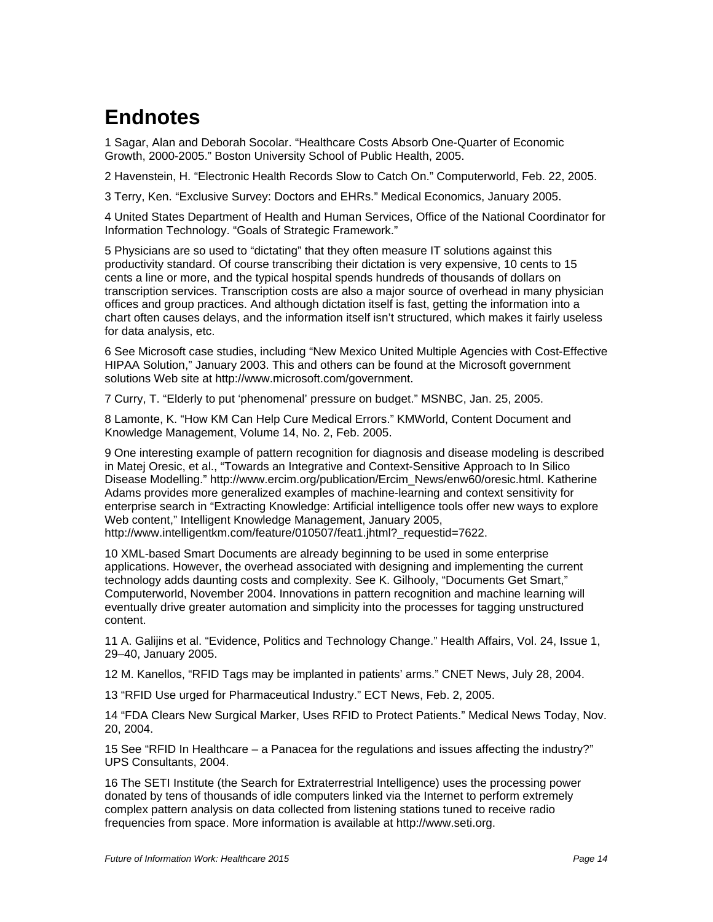# Endnotes

1 Sagar, Alan and Deborah Socolar. “Healthcare Costs Absorb One-Quarter of Economic Growth, 2000-2005.” Boston University School of Public Health, 2005.

2 Havenstein, H. “Electronic Health Records Slow to Catch On.” Computerworld, Feb. 22, 2005.

3 Terry, Ken. “Exclusive Survey: Doctors and EHRs.” Medical Economics, January 2005.

4 United States Department of Health and Human Services, Office of the National Coordinator for Information Technology. “Goals of Strategic Framework.”

5 Physicians are so used to “dictating” that they often measure IT solutions against this productivity standard. Of course transcribing their dictation is very expensive, 10 cents to 15 cents a line or more, and the typical hospital spends hundreds of thousands of dollars on transcription services. Transcription costs are also a major source of overhead in many physician offices and group practices. And although dictation itself is fast, getting the information into a chart often causes delays, and the information itself isn’t structured, which makes it fairly useless for data analysis, etc.

6 See Microsoft case studies, including “New Mexico United Multiple Agencies with Cost-Effective HIPAA Solution,” January 2003. This and others can be found at the Microsoft government solutions Web site at http://www.microsoft.com/government.

7 Curry, T. “Elderly to put ‘phenomenal’ pressure on budget.” MSNBC, Jan. 25, 2005.

8 Lamonte, K. “How KM Can Help Cure Medical Errors.” KMWorld, Content Document and Knowledge Management, Volume 14, No. 2, Feb. 2005.

9 One interesting example of pattern recognition for diagnosis and disease modeling is described in Matej Oresic, et al., “Towards an Integrative and Context-Sensitive Approach to In Silico Disease Modelling.” http://www.ercim.org/publication/Ercim_News/enw60/oresic.html. Katherine Adams provides more generalized examples of machine-learning and context sensitivity for enterprise search in “Extracting Knowledge: Artificial intelligence tools offer new ways to explore Web content,” Intelligent Knowledge Management, January 2005, http://www.intelligentkm.com/feature/010507/feat1.jhtml?_requestid=7622.

10 XML-based Smart Documents are already beginning to be used in some enterprise applications. However, the overhead associated with designing and implementing the current technology adds daunting costs and complexity. See K. Gilhooly, “Documents Get Smart,” Computerworld, November 2004. Innovations in pattern recognition and machine learning will eventually drive greater automation and simplicity into the processes for tagging unstructured content.

11 A. Galijins et al. “Evidence, Politics and Technology Change.” Health Affairs, Vol. 24, Issue 1, 29–40, January 2005.

12 M. Kanellos, “RFID Tags may be implanted in patients’ arms.” CNET News, July 28, 2004.

13 “RFID Use urged for Pharmaceutical Industry.” ECT News, Feb. 2, 2005.

14 “FDA Clears New Surgical Marker, Uses RFID to Protect Patients.” Medical News Today, Nov. 20, 2004.

15 See “RFID In Healthcare – a Panacea for the regulations and issues affecting the industry?” UPS Consultants, 2004.

16 The SETI Institute (the Search for Extraterrestrial Intelligence) uses the processing power donated by tens of thousands of idle computers linked via the Internet to perform extremely complex pattern analysis on data collected from listening stations tuned to receive radio frequencies from space. More information is available at http://www.seti.org.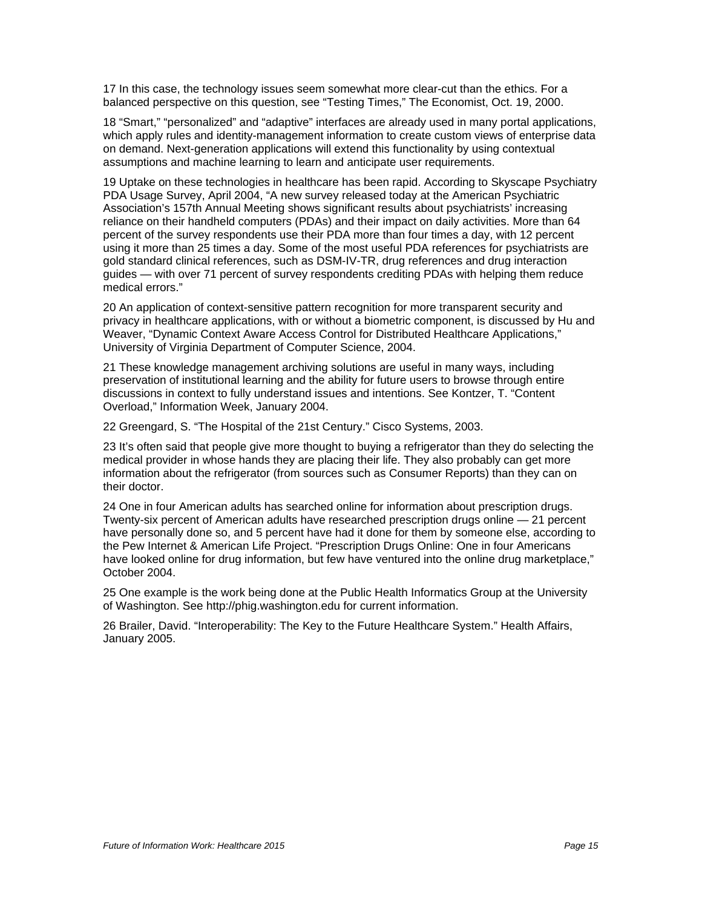17 In this case, the technology issues seem somewhat more clear-cut than the ethics. For a balanced perspective on this question, see "Testing Times," The Economist, Oct. 19, 2000.

18 "Smart," "personalized" and "adaptive" interfaces are already used in many portal applications, which apply rules and identity-management information to create custom views of enterprise data on demand. Next-generation applications will extend this functionality by using contextual assumptions and machine learning to learn and anticipate user requirements.

19 Uptake on these technologies in healthcare has been rapid. According to Skyscape Psychiatry PDA Usage Survey, April 2004, "A new survey released today at the American Psychiatric Association's 157th Annual Meeting shows significant results about psychiatrists' increasing reliance on their handheld computers (PDAs) and their impact on daily activities. More than 64 percent of the survey respondents use their PDA more than four times a day, with 12 percent using it more than 25 times a day. Some of the most useful PDA references for psychiatrists are gold standard clinical references, such as DSM-IV-TR, drug references and drug interaction guides — with over 71 percent of survey respondents crediting PDAs with helping them reduce medical errors."

20 An application of context-sensitive pattern recognition for more transparent security and privacy in healthcare applications, with or without a biometric component, is discussed by Hu and Weaver, "Dynamic Context Aware Access Control for Distributed Healthcare Applications," University of Virginia Department of Computer Science, 2004.

21 These knowledge management archiving solutions are useful in many ways, including preservation of institutional learning and the ability for future users to browse through entire discussions in context to fully understand issues and intentions. See Kontzer, T. "Content Overload," Information Week, January 2004.

22 Greengard, S. "The Hospital of the 21st Century." Cisco Systems, 2003.

23 It's often said that people give more thought to buying a refrigerator than they do selecting the medical provider in whose hands they are placing their life. They also probably can get more information about the refrigerator (from sources such as Consumer Reports) than they can on their doctor.

24 One in four American adults has searched online for information about prescription drugs. Twenty-six percent of American adults have researched prescription drugs online — 21 percent have personally done so, and 5 percent have had it done for them by someone else, according to the Pew Internet & American Life Project. "Prescription Drugs Online: One in four Americans have looked online for drug information, but few have ventured into the online drug marketplace," October 2004.

25 One example is the work being done at the Public Health Informatics Group at the University of Washington. See http://phig.washington.edu for current information.

26 Brailer, David. "Interoperability: The Key to the Future Healthcare System." Health Affairs, January 2005.